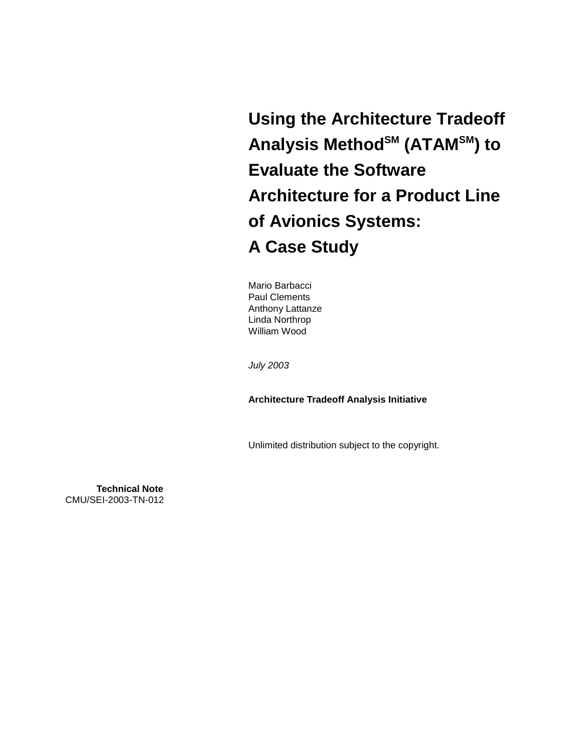# Using the Architecture Tradeoff Analysis Method[SM] (ATAM[SM]) to Evaluate the Software Architecture for a Product Line of Avionics Systems: A Case Study

Mario Barbacci
Paul Clements
Anthony Lattanze
Linda Northrop
William Wood

*July 2003*

**Architecture Tradeoff Analysis Initiative**

Unlimited distribution subject to the copyright.

**Technical Note**
CMU/SEI-2003-TN-012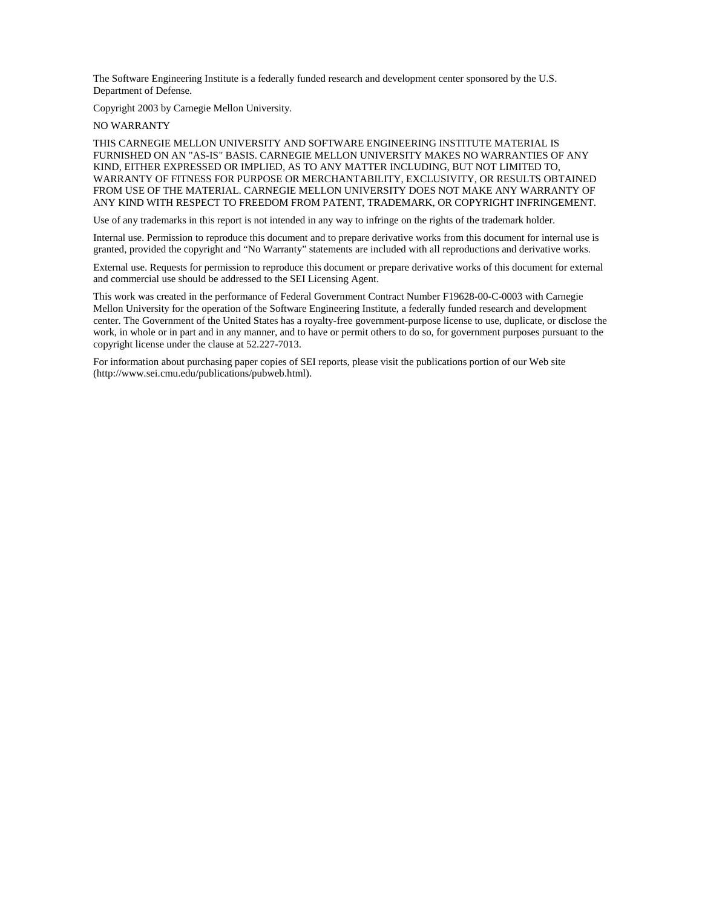The Software Engineering Institute is a federally funded research and development center sponsored by the U.S. Department of Defense.

Copyright 2003 by Carnegie Mellon University.

NO WARRANTY

THIS CARNEGIE MELLON UNIVERSITY AND SOFTWARE ENGINEERING INSTITUTE MATERIAL IS FURNISHED ON AN "AS-IS" BASIS. CARNEGIE MELLON UNIVERSITY MAKES NO WARRANTIES OF ANY KIND, EITHER EXPRESSED OR IMPLIED, AS TO ANY MATTER INCLUDING, BUT NOT LIMITED TO, WARRANTY OF FITNESS FOR PURPOSE OR MERCHANTABILITY, EXCLUSIVITY, OR RESULTS OBTAINED FROM USE OF THE MATERIAL. CARNEGIE MELLON UNIVERSITY DOES NOT MAKE ANY WARRANTY OF ANY KIND WITH RESPECT TO FREEDOM FROM PATENT, TRADEMARK, OR COPYRIGHT INFRINGEMENT.

Use of any trademarks in this report is not intended in any way to infringe on the rights of the trademark holder.

Internal use. Permission to reproduce this document and to prepare derivative works from this document for internal use is granted, provided the copyright and "No Warranty" statements are included with all reproductions and derivative works.

External use. Requests for permission to reproduce this document or prepare derivative works of this document for external and commercial use should be addressed to the SEI Licensing Agent.

This work was created in the performance of Federal Government Contract Number F19628-00-C-0003 with Carnegie Mellon University for the operation of the Software Engineering Institute, a federally funded research and development center. The Government of the United States has a royalty-free government-purpose license to use, duplicate, or disclose the work, in whole or in part and in any manner, and to have or permit others to do so, for government purposes pursuant to the copyright license under the clause at 52.227-7013.

For information about purchasing paper copies of SEI reports, please visit the publications portion of our Web site (http://www.sei.cmu.edu/publications/pubweb.html).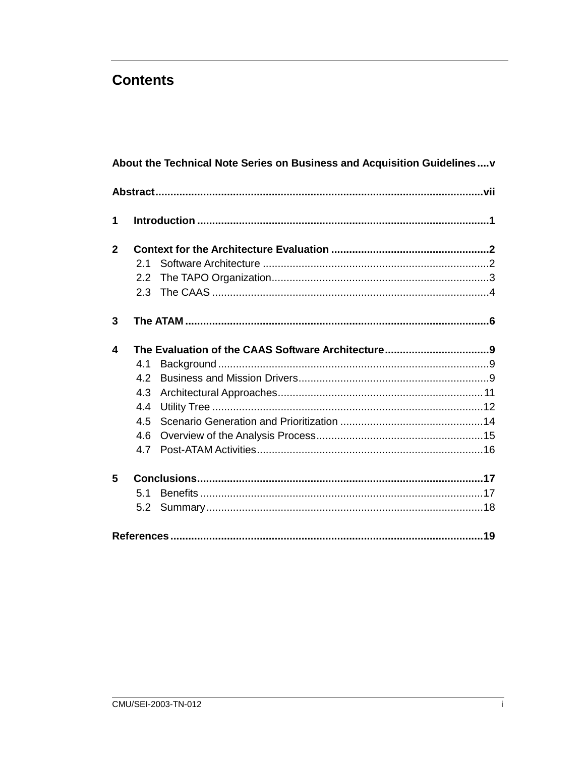# Contents

**About the Technical Note Series on Business and Acquisition Guidelines....v**

**Abstract.........................................................................................................vii**

**1 Introduction ................................................................................................1**

**2 Context for the Architecture Evaluation ....................................................2**

- 2.1 Software Architecture ...........................................................................2
- 2.2 The TAPO Organization........................................................................3
- 2.3 The CAAS ............................................................................................4

**3 The ATAM .....................................................................................................6**

**4 The Evaluation of the CAAS Software Architecture...................................9**

- 4.1 Background ..........................................................................................9
- 4.2 Business and Mission Drivers...............................................................9
- 4.3 Architectural Approaches....................................................................11
- 4.4 Utility Tree ..........................................................................................12
- 4.5 Scenario Generation and Prioritization ...............................................14
- 4.6 Overview of the Analysis Process.......................................................15
- 4.7 Post-ATAM Activities...........................................................................16

**5 Conclusions...............................................................................................17**

- 5.1 Benefits ..............................................................................................17
- 5.2 Summary............................................................................................18

**References.......................................................................................................19**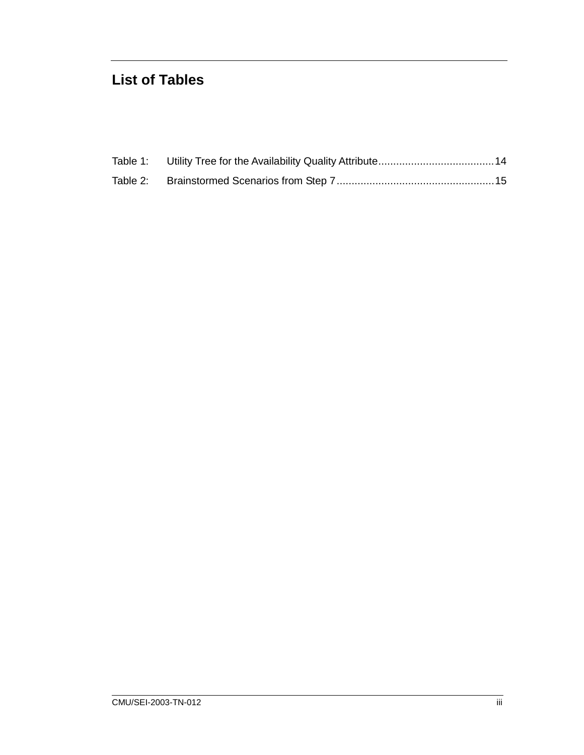## List of Tables

Table 1: Utility Tree for the Availability Quality Attribute......................................14

Table 2: Brainstormed Scenarios from Step 7....................................................15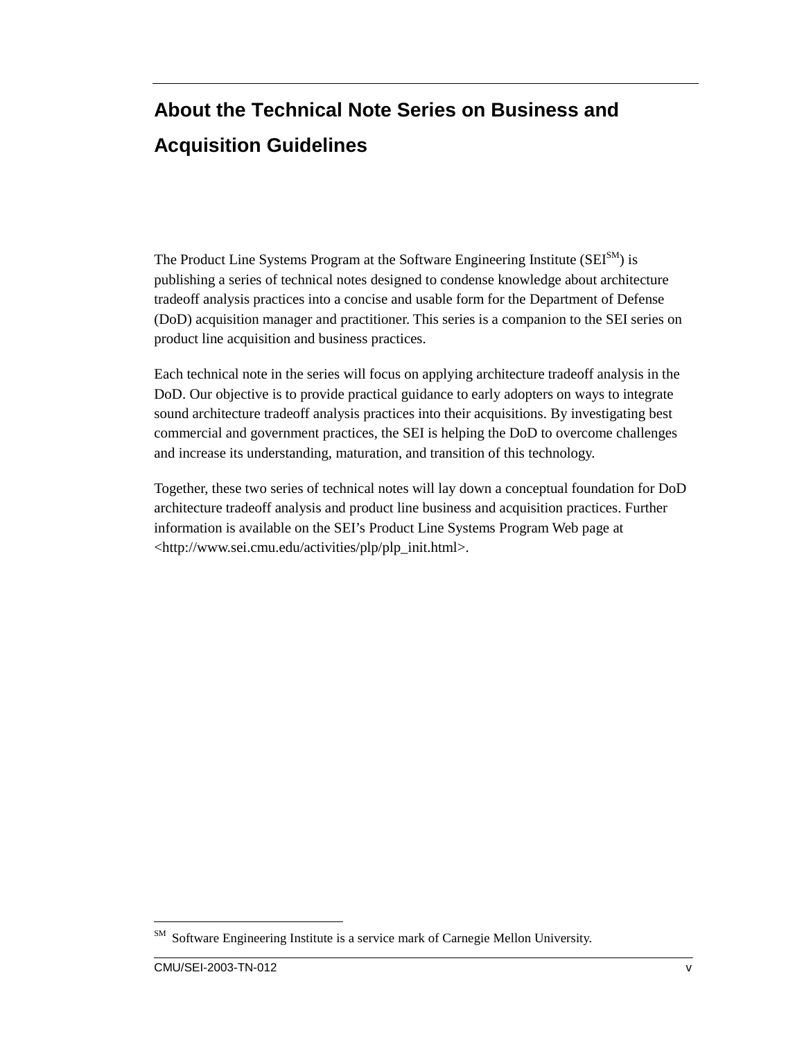# About the Technical Note Series on Business and Acquisition Guidelines

The Product Line Systems Program at the Software Engineering Institute (SEI[SM]) is publishing a series of technical notes designed to condense knowledge about architecture tradeoff analysis practices into a concise and usable form for the Department of Defense (DoD) acquisition manager and practitioner. This series is a companion to the SEI series on product line acquisition and business practices.

Each technical note in the series will focus on applying architecture tradeoff analysis in the DoD. Our objective is to provide practical guidance to early adopters on ways to integrate sound architecture tradeoff analysis practices into their acquisitions. By investigating best commercial and government practices, the SEI is helping the DoD to overcome challenges and increase its understanding, maturation, and transition of this technology.

Together, these two series of technical notes will lay down a conceptual foundation for DoD architecture tradeoff analysis and product line business and acquisition practices. Further information is available on the SEI's Product Line Systems Program Web page at <http://www.sei.cmu.edu/activities/plp/plp_init.html>.

---

[SM] Software Engineering Institute is a service mark of Carnegie Mellon University.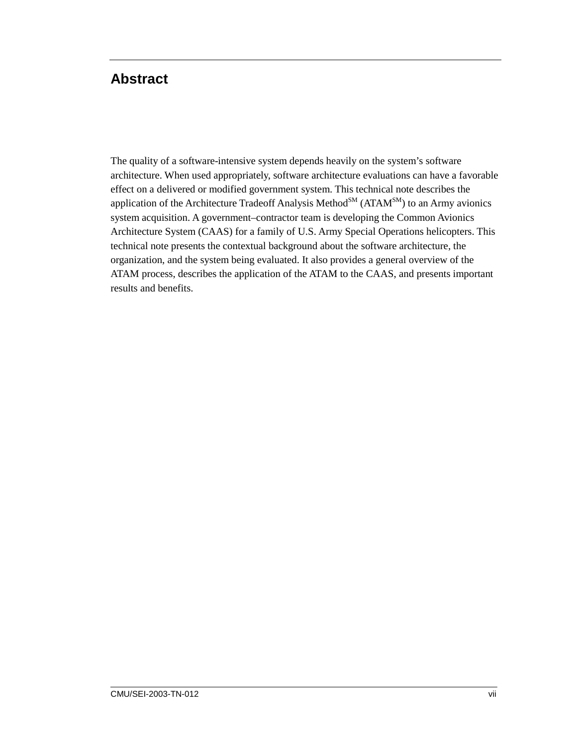# Abstract

The quality of a software-intensive system depends heavily on the system's software architecture. When used appropriately, software architecture evaluations can have a favorable effect on a delivered or modified government system. This technical note describes the application of the Architecture Tradeoff Analysis Method[SM] (ATAM[SM]) to an Army avionics system acquisition. A government–contractor team is developing the Common Avionics Architecture System (CAAS) for a family of U.S. Army Special Operations helicopters. This technical note presents the contextual background about the software architecture, the organization, and the system being evaluated. It also provides a general overview of the ATAM process, describes the application of the ATAM to the CAAS, and presents important results and benefits.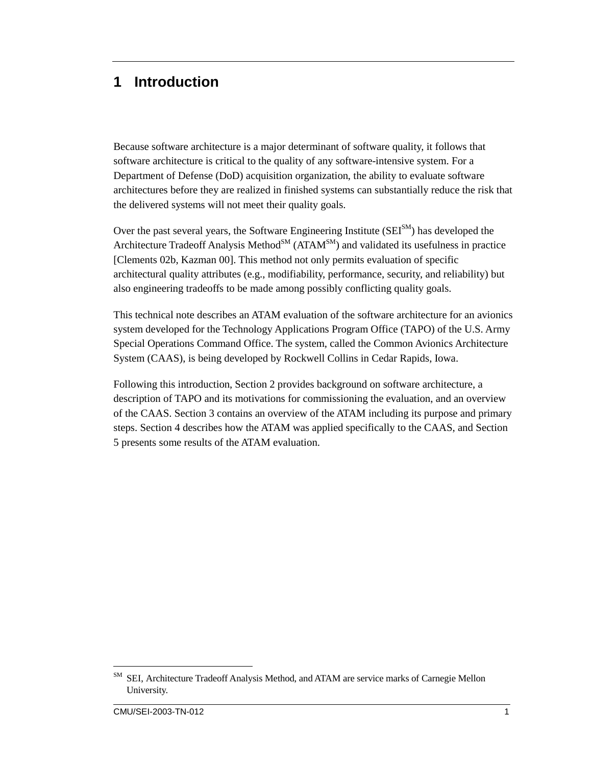# 1 Introduction

Because software architecture is a major determinant of software quality, it follows that software architecture is critical to the quality of any software-intensive system. For a Department of Defense (DoD) acquisition organization, the ability to evaluate software architectures before they are realized in finished systems can substantially reduce the risk that the delivered systems will not meet their quality goals.

Over the past several years, the Software Engineering Institute (SEI[SM]) has developed the Architecture Tradeoff Analysis Method[SM] (ATAM[SM]) and validated its usefulness in practice [Clements 02b, Kazman 00]. This method not only permits evaluation of specific architectural quality attributes (e.g., modifiability, performance, security, and reliability) but also engineering tradeoffs to be made among possibly conflicting quality goals.

This technical note describes an ATAM evaluation of the software architecture for an avionics system developed for the Technology Applications Program Office (TAPO) of the U.S. Army Special Operations Command Office. The system, called the Common Avionics Architecture System (CAAS), is being developed by Rockwell Collins in Cedar Rapids, Iowa.

Following this introduction, Section 2 provides background on software architecture, a description of TAPO and its motivations for commissioning the evaluation, and an overview of the CAAS. Section 3 contains an overview of the ATAM including its purpose and primary steps. Section 4 describes how the ATAM was applied specifically to the CAAS, and Section 5 presents some results of the ATAM evaluation.

---

[SM] SEI, Architecture Tradeoff Analysis Method, and ATAM are service marks of Carnegie Mellon University.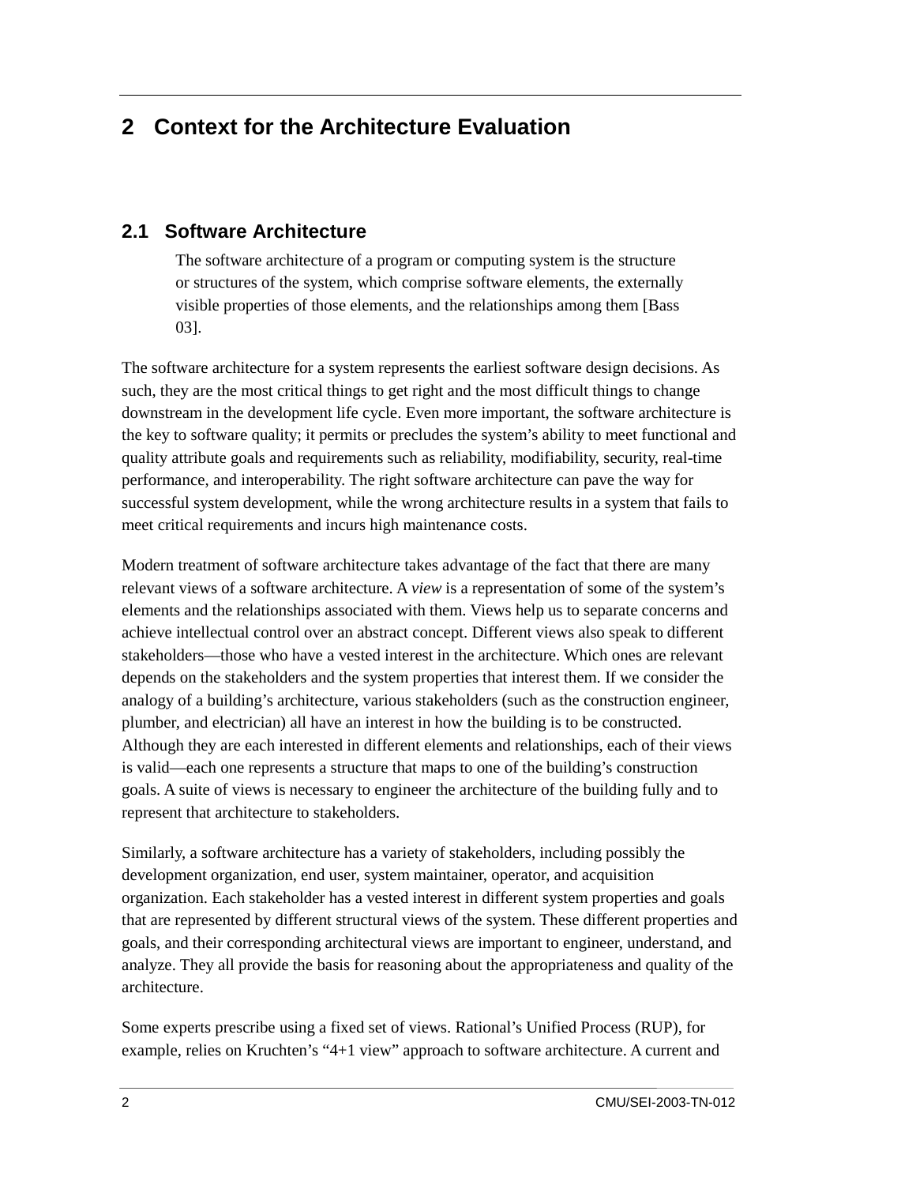# 2 Context for the Architecture Evaluation

## 2.1 Software Architecture

> The software architecture of a program or computing system is the structure or structures of the system, which comprise software elements, the externally visible properties of those elements, and the relationships among them [Bass 03].

The software architecture for a system represents the earliest software design decisions. As such, they are the most critical things to get right and the most difficult things to change downstream in the development life cycle. Even more important, the software architecture is the key to software quality; it permits or precludes the system's ability to meet functional and quality attribute goals and requirements such as reliability, modifiability, security, real-time performance, and interoperability. The right software architecture can pave the way for successful system development, while the wrong architecture results in a system that fails to meet critical requirements and incurs high maintenance costs.

Modern treatment of software architecture takes advantage of the fact that there are many relevant views of a software architecture. A *view* is a representation of some of the system's elements and the relationships associated with them. Views help us to separate concerns and achieve intellectual control over an abstract concept. Different views also speak to different stakeholders—those who have a vested interest in the architecture. Which ones are relevant depends on the stakeholders and the system properties that interest them. If we consider the analogy of a building's architecture, various stakeholders (such as the construction engineer, plumber, and electrician) all have an interest in how the building is to be constructed. Although they are each interested in different elements and relationships, each of their views is valid—each one represents a structure that maps to one of the building's construction goals. A suite of views is necessary to engineer the architecture of the building fully and to represent that architecture to stakeholders.

Similarly, a software architecture has a variety of stakeholders, including possibly the development organization, end user, system maintainer, operator, and acquisition organization. Each stakeholder has a vested interest in different system properties and goals that are represented by different structural views of the system. These different properties and goals, and their corresponding architectural views are important to engineer, understand, and analyze. They all provide the basis for reasoning about the appropriateness and quality of the architecture.

Some experts prescribe using a fixed set of views. Rational's Unified Process (RUP), for example, relies on Kruchten's "4+1 view" approach to software architecture. A current and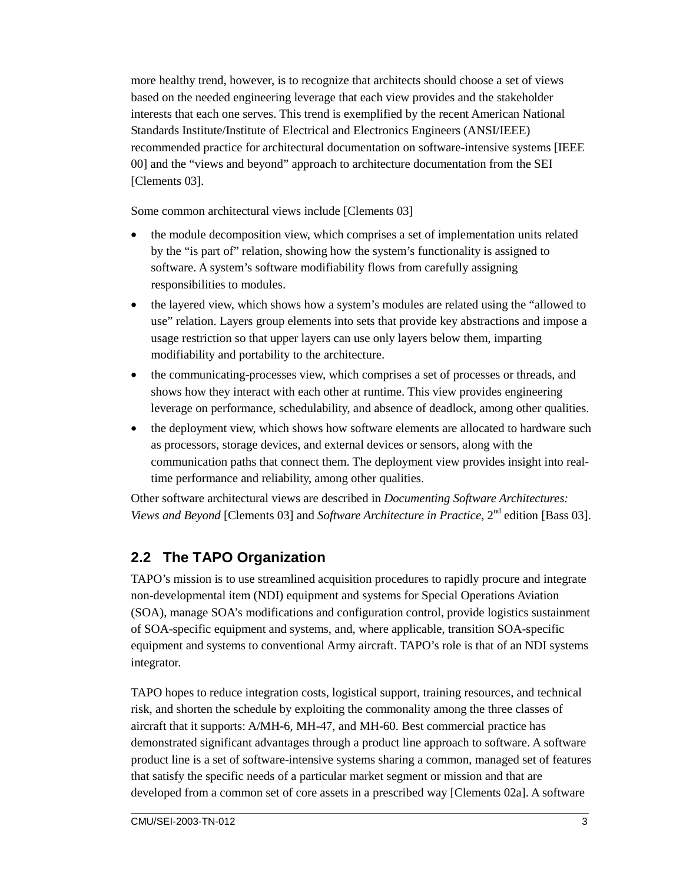more healthy trend, however, is to recognize that architects should choose a set of views based on the needed engineering leverage that each view provides and the stakeholder interests that each one serves. This trend is exemplified by the recent American National Standards Institute/Institute of Electrical and Electronics Engineers (ANSI/IEEE) recommended practice for architectural documentation on software-intensive systems [IEEE 00] and the "views and beyond" approach to architecture documentation from the SEI [Clements 03].

Some common architectural views include [Clements 03]

- the module decomposition view, which comprises a set of implementation units related by the "is part of" relation, showing how the system's functionality is assigned to software. A system's software modifiability flows from carefully assigning responsibilities to modules.
- the layered view, which shows how a system's modules are related using the "allowed to use" relation. Layers group elements into sets that provide key abstractions and impose a usage restriction so that upper layers can use only layers below them, imparting modifiability and portability to the architecture.
- the communicating-processes view, which comprises a set of processes or threads, and shows how they interact with each other at runtime. This view provides engineering leverage on performance, schedulability, and absence of deadlock, among other qualities.
- the deployment view, which shows how software elements are allocated to hardware such as processors, storage devices, and external devices or sensors, along with the communication paths that connect them. The deployment view provides insight into real-time performance and reliability, among other qualities.

Other software architectural views are described in *Documenting Software Architectures: Views and Beyond* [Clements 03] and *Software Architecture in Practice*, 2nd edition [Bass 03].

## 2.2 The TAPO Organization

TAPO's mission is to use streamlined acquisition procedures to rapidly procure and integrate non-developmental item (NDI) equipment and systems for Special Operations Aviation (SOA), manage SOA's modifications and configuration control, provide logistics sustainment of SOA-specific equipment and systems, and, where applicable, transition SOA-specific equipment and systems to conventional Army aircraft. TAPO's role is that of an NDI systems integrator.

TAPO hopes to reduce integration costs, logistical support, training resources, and technical risk, and shorten the schedule by exploiting the commonality among the three classes of aircraft that it supports: A/MH-6, MH-47, and MH-60. Best commercial practice has demonstrated significant advantages through a product line approach to software. A software product line is a set of software-intensive systems sharing a common, managed set of features that satisfy the specific needs of a particular market segment or mission and that are developed from a common set of core assets in a prescribed way [Clements 02a]. A software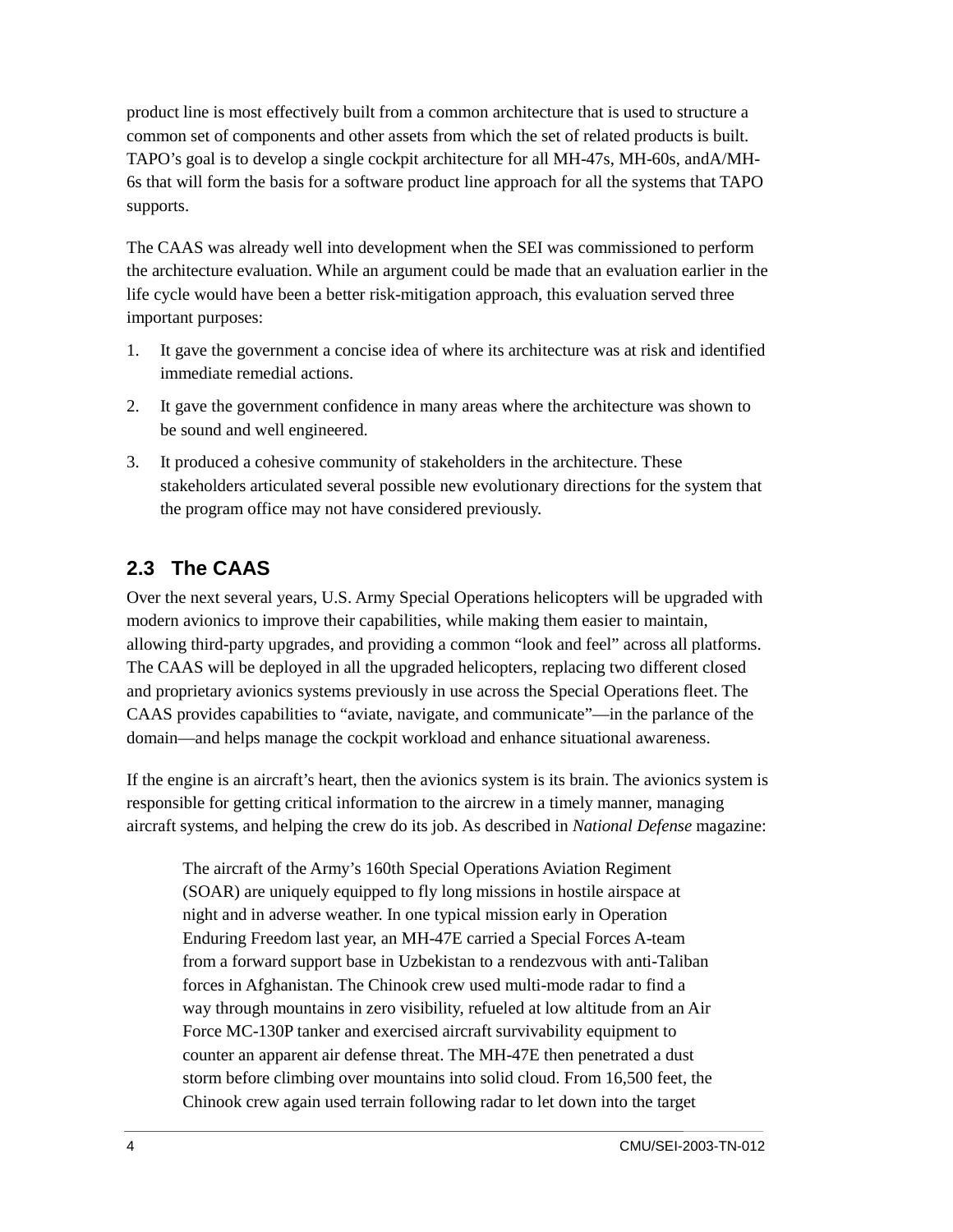product line is most effectively built from a common architecture that is used to structure a common set of components and other assets from which the set of related products is built. TAPO's goal is to develop a single cockpit architecture for all MH-47s, MH-60s, andA/MH-6s that will form the basis for a software product line approach for all the systems that TAPO supports.

The CAAS was already well into development when the SEI was commissioned to perform the architecture evaluation. While an argument could be made that an evaluation earlier in the life cycle would have been a better risk-mitigation approach, this evaluation served three important purposes:

1. It gave the government a concise idea of where its architecture was at risk and identified immediate remedial actions.
2. It gave the government confidence in many areas where the architecture was shown to be sound and well engineered.
3. It produced a cohesive community of stakeholders in the architecture. These stakeholders articulated several possible new evolutionary directions for the system that the program office may not have considered previously.

## 2.3 The CAAS

Over the next several years, U.S. Army Special Operations helicopters will be upgraded with modern avionics to improve their capabilities, while making them easier to maintain, allowing third-party upgrades, and providing a common "look and feel" across all platforms. The CAAS will be deployed in all the upgraded helicopters, replacing two different closed and proprietary avionics systems previously in use across the Special Operations fleet. The CAAS provides capabilities to "aviate, navigate, and communicate"—in the parlance of the domain—and helps manage the cockpit workload and enhance situational awareness.

If the engine is an aircraft's heart, then the avionics system is its brain. The avionics system is responsible for getting critical information to the aircrew in a timely manner, managing aircraft systems, and helping the crew do its job. As described in *National Defense* magazine:

> The aircraft of the Army's 160th Special Operations Aviation Regiment (SOAR) are uniquely equipped to fly long missions in hostile airspace at night and in adverse weather. In one typical mission early in Operation Enduring Freedom last year, an MH-47E carried a Special Forces A-team from a forward support base in Uzbekistan to a rendezvous with anti-Taliban forces in Afghanistan. The Chinook crew used multi-mode radar to find a way through mountains in zero visibility, refueled at low altitude from an Air Force MC-130P tanker and exercised aircraft survivability equipment to counter an apparent air defense threat. The MH-47E then penetrated a dust storm before climbing over mountains into solid cloud. From 16,500 feet, the Chinook crew again used terrain following radar to let down into the target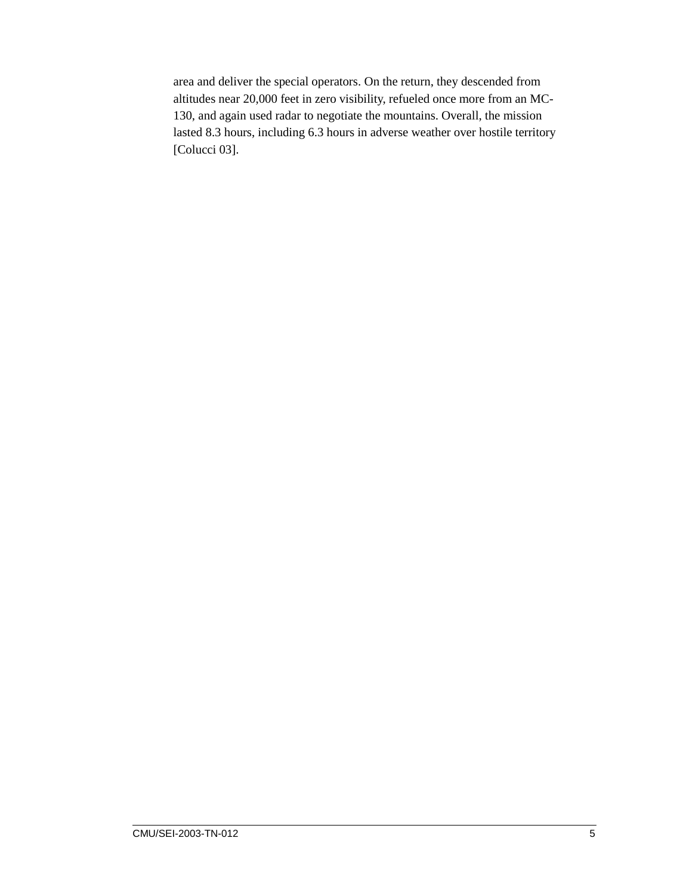area and deliver the special operators. On the return, they descended from altitudes near 20,000 feet in zero visibility, refueled once more from an MC-130, and again used radar to negotiate the mountains. Overall, the mission lasted 8.3 hours, including 6.3 hours in adverse weather over hostile territory [Colucci 03].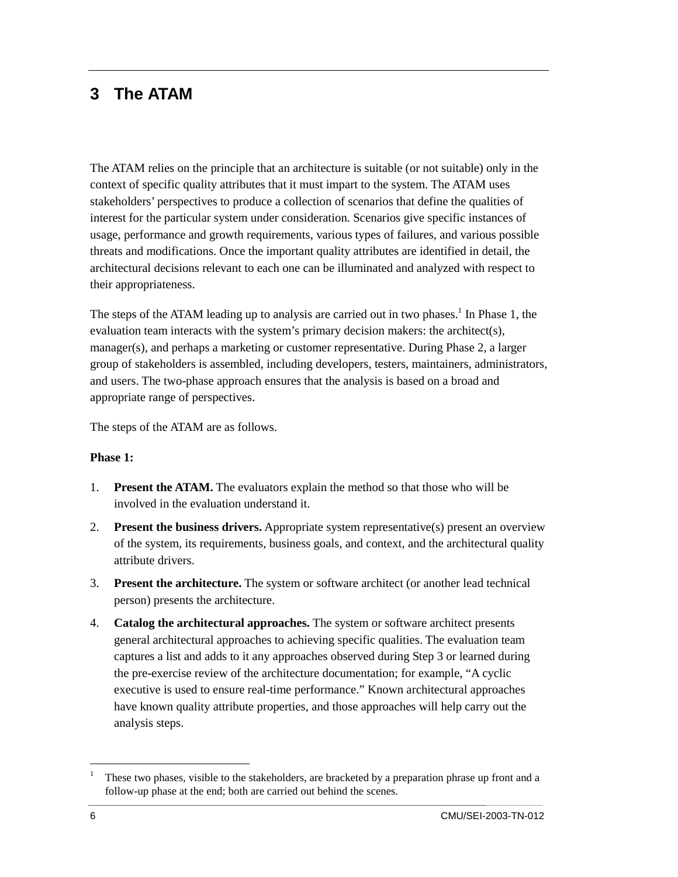# 3 The ATAM

The ATAM relies on the principle that an architecture is suitable (or not suitable) only in the context of specific quality attributes that it must impart to the system. The ATAM uses stakeholders' perspectives to produce a collection of scenarios that define the qualities of interest for the particular system under consideration. Scenarios give specific instances of usage, performance and growth requirements, various types of failures, and various possible threats and modifications. Once the important quality attributes are identified in detail, the architectural decisions relevant to each one can be illuminated and analyzed with respect to their appropriateness.

The steps of the ATAM leading up to analysis are carried out in two phases.[1] In Phase 1, the evaluation team interacts with the system's primary decision makers: the architect(s), manager(s), and perhaps a marketing or customer representative. During Phase 2, a larger group of stakeholders is assembled, including developers, testers, maintainers, administrators, and users. The two-phase approach ensures that the analysis is based on a broad and appropriate range of perspectives.

The steps of the ATAM are as follows.

**Phase 1:**

1. **Present the ATAM.** The evaluators explain the method so that those who will be involved in the evaluation understand it.
2. **Present the business drivers.** Appropriate system representative(s) present an overview of the system, its requirements, business goals, and context, and the architectural quality attribute drivers.
3. **Present the architecture.** The system or software architect (or another lead technical person) presents the architecture.
4. **Catalog the architectural approaches.** The system or software architect presents general architectural approaches to achieving specific qualities. The evaluation team captures a list and adds to it any approaches observed during Step 3 or learned during the pre-exercise review of the architecture documentation; for example, "A cyclic executive is used to ensure real-time performance." Known architectural approaches have known quality attribute properties, and those approaches will help carry out the analysis steps.

[1] These two phases, visible to the stakeholders, are bracketed by a preparation phrase up front and a follow-up phase at the end; both are carried out behind the scenes.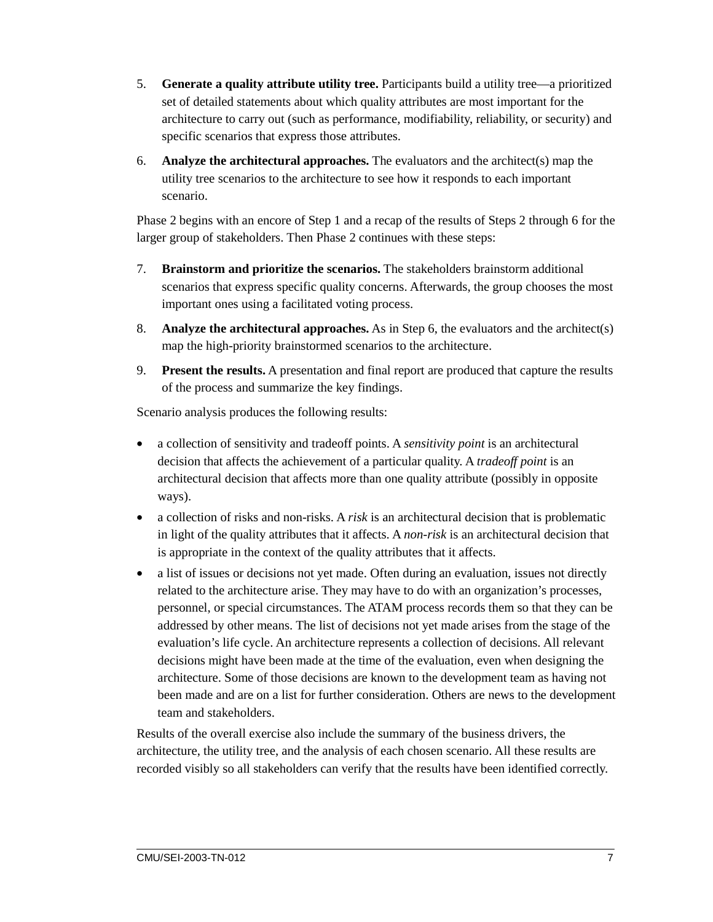5. **Generate a quality attribute utility tree.** Participants build a utility tree—a prioritized set of detailed statements about which quality attributes are most important for the architecture to carry out (such as performance, modifiability, reliability, or security) and specific scenarios that express those attributes.

6. **Analyze the architectural approaches.** The evaluators and the architect(s) map the utility tree scenarios to the architecture to see how it responds to each important scenario.

Phase 2 begins with an encore of Step 1 and a recap of the results of Steps 2 through 6 for the larger group of stakeholders. Then Phase 2 continues with these steps:

7. **Brainstorm and prioritize the scenarios.** The stakeholders brainstorm additional scenarios that express specific quality concerns. Afterwards, the group chooses the most important ones using a facilitated voting process.

8. **Analyze the architectural approaches.** As in Step 6, the evaluators and the architect(s) map the high-priority brainstormed scenarios to the architecture.

9. **Present the results.** A presentation and final report are produced that capture the results of the process and summarize the key findings.

Scenario analysis produces the following results:

- a collection of sensitivity and tradeoff points. A *sensitivity point* is an architectural decision that affects the achievement of a particular quality. A *tradeoff point* is an architectural decision that affects more than one quality attribute (possibly in opposite ways).
- a collection of risks and non-risks. A *risk* is an architectural decision that is problematic in light of the quality attributes that it affects. A *non-risk* is an architectural decision that is appropriate in the context of the quality attributes that it affects.
- a list of issues or decisions not yet made. Often during an evaluation, issues not directly related to the architecture arise. They may have to do with an organization's processes, personnel, or special circumstances. The ATAM process records them so that they can be addressed by other means. The list of decisions not yet made arises from the stage of the evaluation's life cycle. An architecture represents a collection of decisions. All relevant decisions might have been made at the time of the evaluation, even when designing the architecture. Some of those decisions are known to the development team as having not been made and are on a list for further consideration. Others are news to the development team and stakeholders.

Results of the overall exercise also include the summary of the business drivers, the architecture, the utility tree, and the analysis of each chosen scenario. All these results are recorded visibly so all stakeholders can verify that the results have been identified correctly.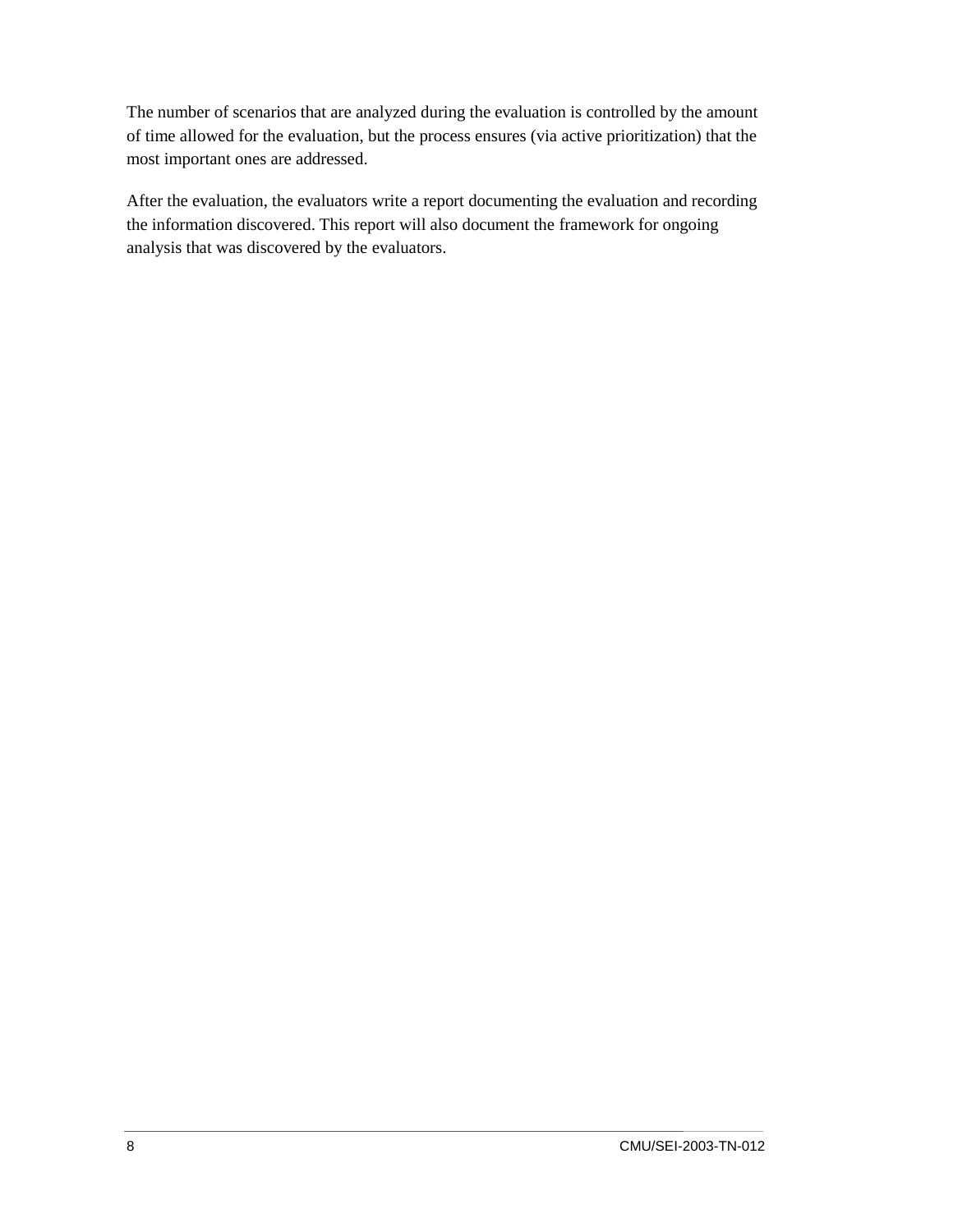The number of scenarios that are analyzed during the evaluation is controlled by the amount of time allowed for the evaluation, but the process ensures (via active prioritization) that the most important ones are addressed.

After the evaluation, the evaluators write a report documenting the evaluation and recording the information discovered. This report will also document the framework for ongoing analysis that was discovered by the evaluators.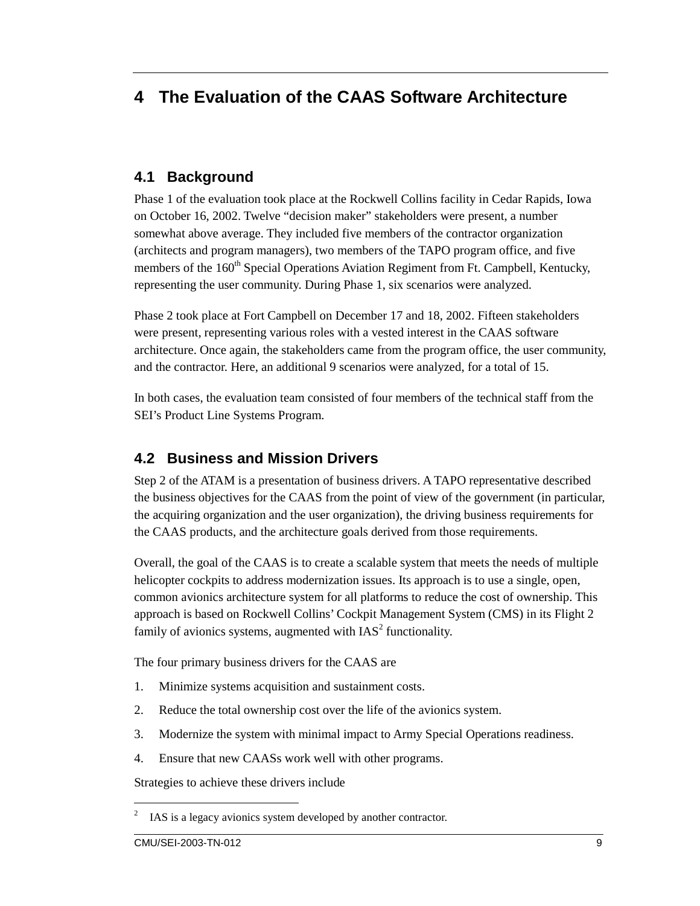# 4 The Evaluation of the CAAS Software Architecture

## 4.1 Background

Phase 1 of the evaluation took place at the Rockwell Collins facility in Cedar Rapids, Iowa on October 16, 2002. Twelve "decision maker" stakeholders were present, a number somewhat above average. They included five members of the contractor organization (architects and program managers), two members of the TAPO program office, and five members of the 160th Special Operations Aviation Regiment from Ft. Campbell, Kentucky, representing the user community. During Phase 1, six scenarios were analyzed.

Phase 2 took place at Fort Campbell on December 17 and 18, 2002. Fifteen stakeholders were present, representing various roles with a vested interest in the CAAS software architecture. Once again, the stakeholders came from the program office, the user community, and the contractor. Here, an additional 9 scenarios were analyzed, for a total of 15.

In both cases, the evaluation team consisted of four members of the technical staff from the SEI's Product Line Systems Program.

## 4.2 Business and Mission Drivers

Step 2 of the ATAM is a presentation of business drivers. A TAPO representative described the business objectives for the CAAS from the point of view of the government (in particular, the acquiring organization and the user organization), the driving business requirements for the CAAS products, and the architecture goals derived from those requirements.

Overall, the goal of the CAAS is to create a scalable system that meets the needs of multiple helicopter cockpits to address modernization issues. Its approach is to use a single, open, common avionics architecture system for all platforms to reduce the cost of ownership. This approach is based on Rockwell Collins' Cockpit Management System (CMS) in its Flight 2 family of avionics systems, augmented with IAS[2] functionality.

The four primary business drivers for the CAAS are

1. Minimize systems acquisition and sustainment costs.
2. Reduce the total ownership cost over the life of the avionics system.
3. Modernize the system with minimal impact to Army Special Operations readiness.
4. Ensure that new CAASs work well with other programs.

Strategies to achieve these drivers include

[2] IAS is a legacy avionics system developed by another contractor.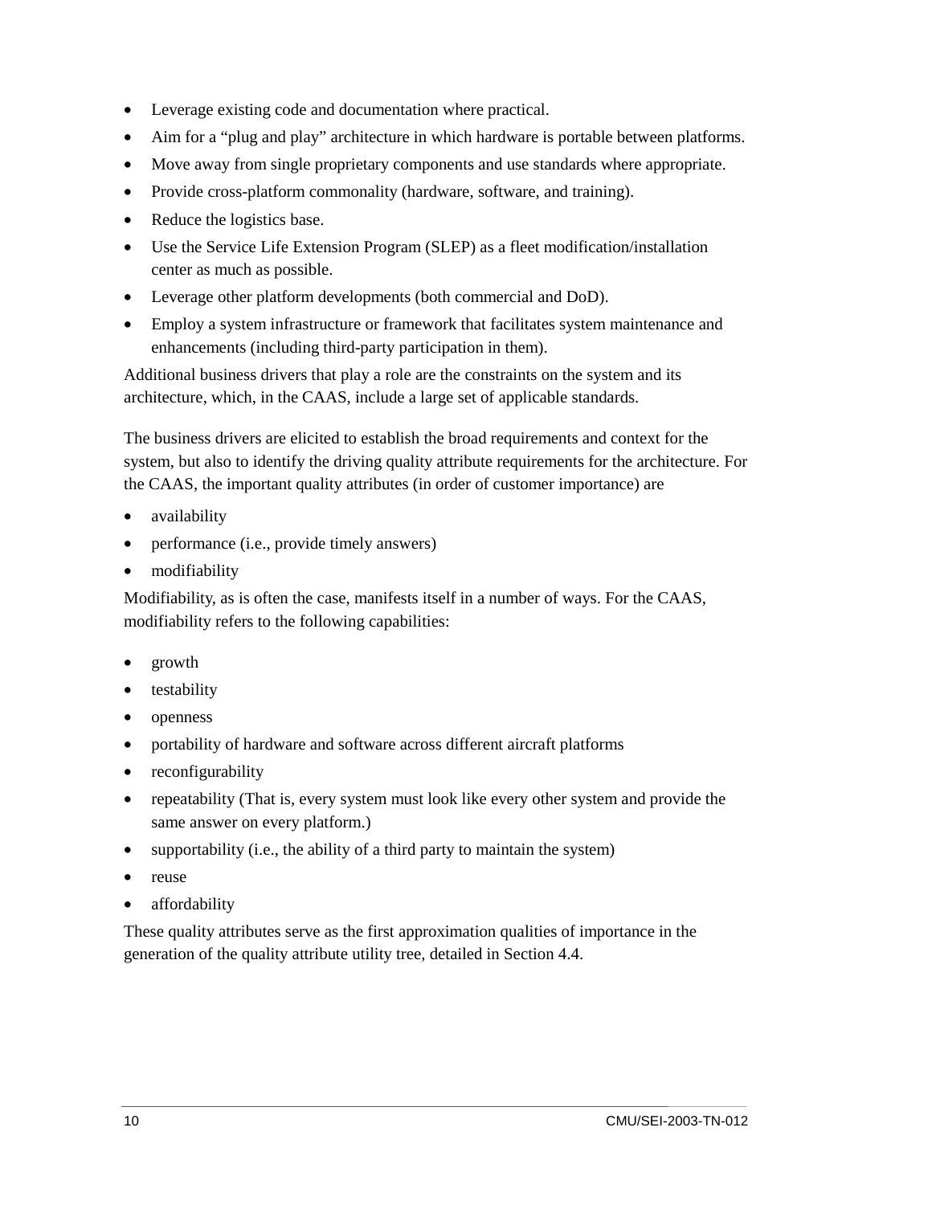- Leverage existing code and documentation where practical.
- Aim for a "plug and play" architecture in which hardware is portable between platforms.
- Move away from single proprietary components and use standards where appropriate.
- Provide cross-platform commonality (hardware, software, and training).
- Reduce the logistics base.
- Use the Service Life Extension Program (SLEP) as a fleet modification/installation center as much as possible.
- Leverage other platform developments (both commercial and DoD).
- Employ a system infrastructure or framework that facilitates system maintenance and enhancements (including third-party participation in them).

Additional business drivers that play a role are the constraints on the system and its architecture, which, in the CAAS, include a large set of applicable standards.

The business drivers are elicited to establish the broad requirements and context for the system, but also to identify the driving quality attribute requirements for the architecture. For the CAAS, the important quality attributes (in order of customer importance) are

- availability
- performance (i.e., provide timely answers)
- modifiability

Modifiability, as is often the case, manifests itself in a number of ways. For the CAAS, modifiability refers to the following capabilities:

- growth
- testability
- openness
- portability of hardware and software across different aircraft platforms
- reconfigurability
- repeatability (That is, every system must look like every other system and provide the same answer on every platform.)
- supportability (i.e., the ability of a third party to maintain the system)
- reuse
- affordability

These quality attributes serve as the first approximation qualities of importance in the generation of the quality attribute utility tree, detailed in Section 4.4.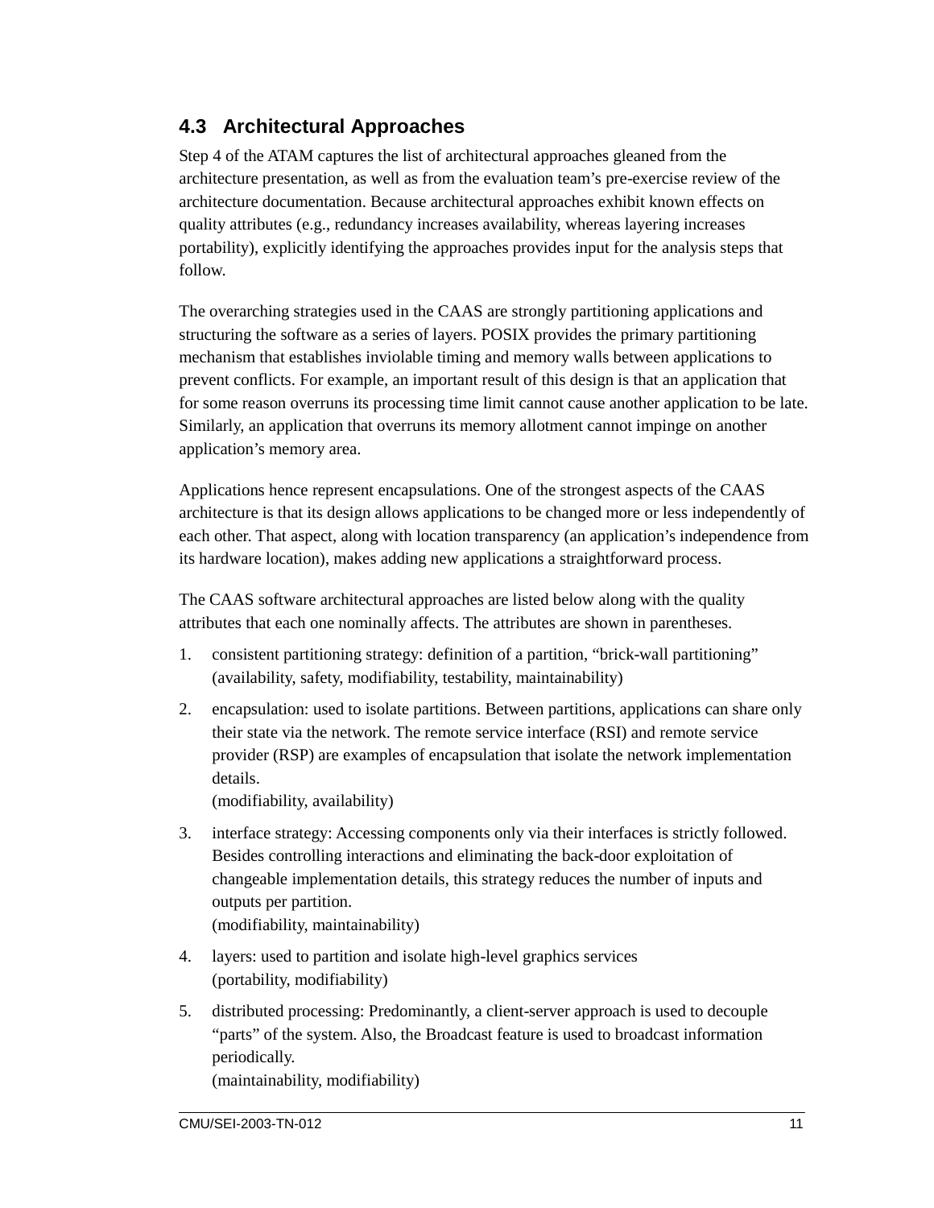## 4.3 Architectural Approaches

Step 4 of the ATAM captures the list of architectural approaches gleaned from the architecture presentation, as well as from the evaluation team's pre-exercise review of the architecture documentation. Because architectural approaches exhibit known effects on quality attributes (e.g., redundancy increases availability, whereas layering increases portability), explicitly identifying the approaches provides input for the analysis steps that follow.

The overarching strategies used in the CAAS are strongly partitioning applications and structuring the software as a series of layers. POSIX provides the primary partitioning mechanism that establishes inviolable timing and memory walls between applications to prevent conflicts. For example, an important result of this design is that an application that for some reason overruns its processing time limit cannot cause another application to be late. Similarly, an application that overruns its memory allotment cannot impinge on another application's memory area.

Applications hence represent encapsulations. One of the strongest aspects of the CAAS architecture is that its design allows applications to be changed more or less independently of each other. That aspect, along with location transparency (an application's independence from its hardware location), makes adding new applications a straightforward process.

The CAAS software architectural approaches are listed below along with the quality attributes that each one nominally affects. The attributes are shown in parentheses.

1. consistent partitioning strategy: definition of a partition, "brick-wall partitioning"
   (availability, safety, modifiability, testability, maintainability)
2. encapsulation: used to isolate partitions. Between partitions, applications can share only their state via the network. The remote service interface (RSI) and remote service provider (RSP) are examples of encapsulation that isolate the network implementation details.
   (modifiability, availability)
3. interface strategy: Accessing components only via their interfaces is strictly followed. Besides controlling interactions and eliminating the back-door exploitation of changeable implementation details, this strategy reduces the number of inputs and outputs per partition.
   (modifiability, maintainability)
4. layers: used to partition and isolate high-level graphics services
   (portability, modifiability)
5. distributed processing: Predominantly, a client-server approach is used to decouple "parts" of the system. Also, the Broadcast feature is used to broadcast information periodically.
   (maintainability, modifiability)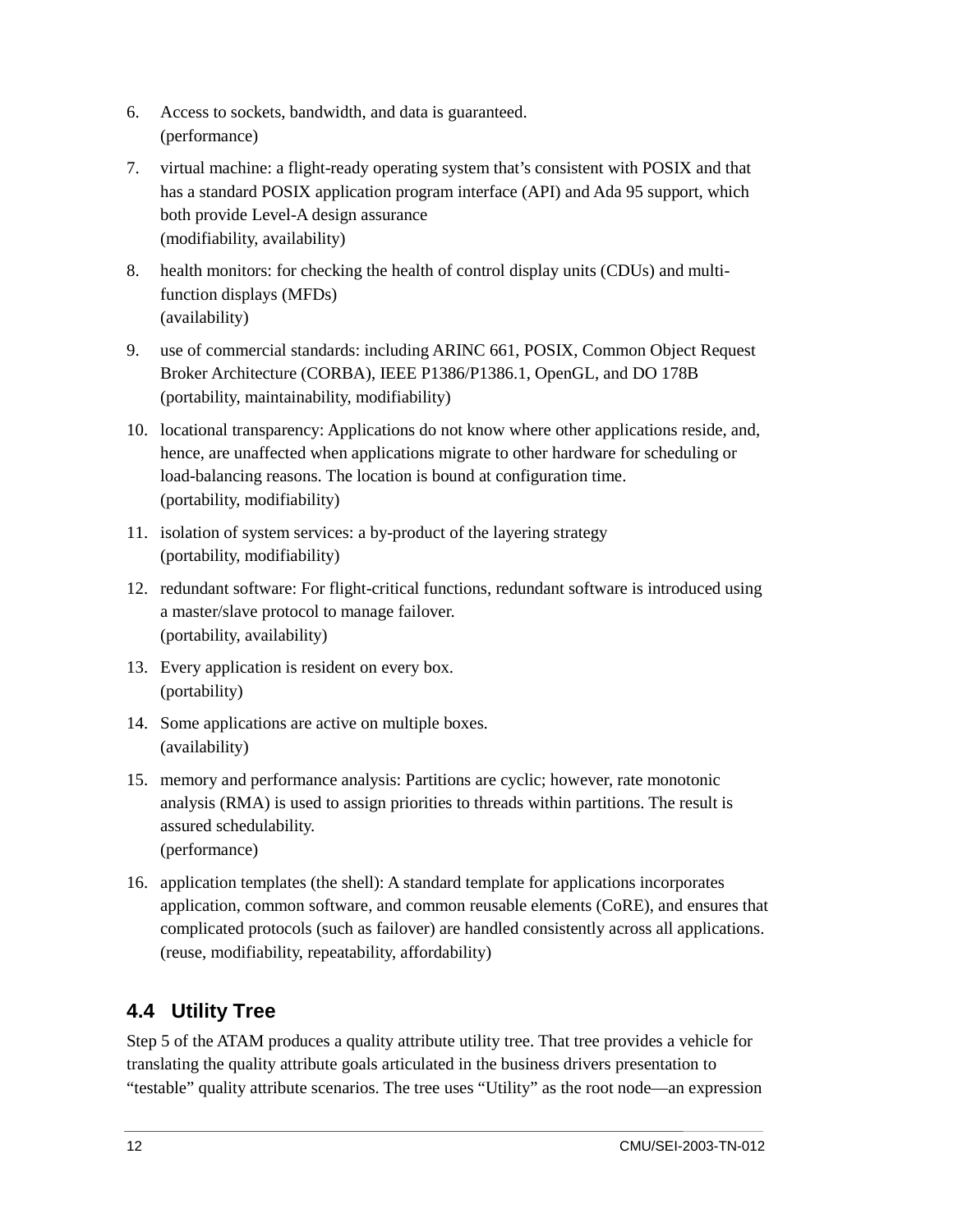6. Access to sockets, bandwidth, and data is guaranteed.
   (performance)

7. virtual machine: a flight-ready operating system that's consistent with POSIX and that has a standard POSIX application program interface (API) and Ada 95 support, which both provide Level-A design assurance
   (modifiability, availability)

8. health monitors: for checking the health of control display units (CDUs) and multi-function displays (MFDs)
   (availability)

9. use of commercial standards: including ARINC 661, POSIX, Common Object Request Broker Architecture (CORBA), IEEE P1386/P1386.1, OpenGL, and DO 178B
   (portability, maintainability, modifiability)

10. locational transparency: Applications do not know where other applications reside, and, hence, are unaffected when applications migrate to other hardware for scheduling or load-balancing reasons. The location is bound at configuration time.
    (portability, modifiability)

11. isolation of system services: a by-product of the layering strategy
    (portability, modifiability)

12. redundant software: For flight-critical functions, redundant software is introduced using a master/slave protocol to manage failover.
    (portability, availability)

13. Every application is resident on every box.
    (portability)

14. Some applications are active on multiple boxes.
    (availability)

15. memory and performance analysis: Partitions are cyclic; however, rate monotonic analysis (RMA) is used to assign priorities to threads within partitions. The result is assured schedulability.
    (performance)

16. application templates (the shell): A standard template for applications incorporates application, common software, and common reusable elements (CoRE), and ensures that complicated protocols (such as failover) are handled consistently across all applications.
    (reuse, modifiability, repeatability, affordability)

## 4.4 Utility Tree

Step 5 of the ATAM produces a quality attribute utility tree. That tree provides a vehicle for translating the quality attribute goals articulated in the business drivers presentation to "testable" quality attribute scenarios. The tree uses "Utility" as the root node—an expression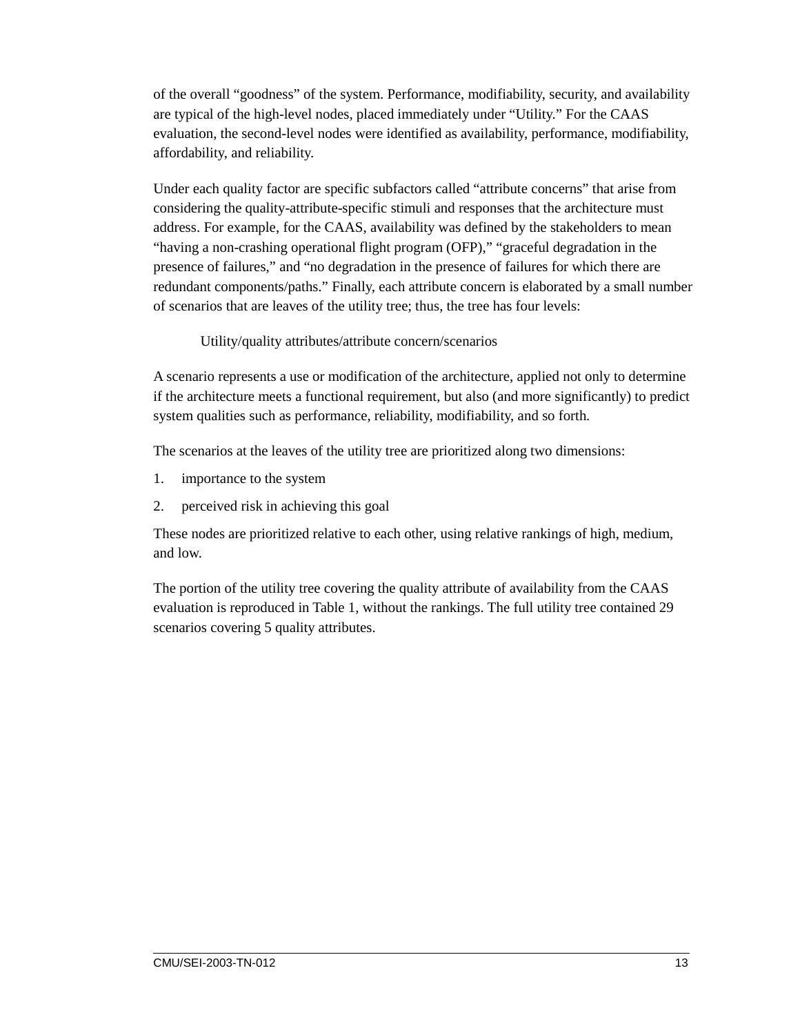of the overall "goodness" of the system. Performance, modifiability, security, and availability are typical of the high-level nodes, placed immediately under "Utility." For the CAAS evaluation, the second-level nodes were identified as availability, performance, modifiability, affordability, and reliability.

Under each quality factor are specific subfactors called "attribute concerns" that arise from considering the quality-attribute-specific stimuli and responses that the architecture must address. For example, for the CAAS, availability was defined by the stakeholders to mean "having a non-crashing operational flight program (OFP)," "graceful degradation in the presence of failures," and "no degradation in the presence of failures for which there are redundant components/paths." Finally, each attribute concern is elaborated by a small number of scenarios that are leaves of the utility tree; thus, the tree has four levels:

> Utility/quality attributes/attribute concern/scenarios

A scenario represents a use or modification of the architecture, applied not only to determine if the architecture meets a functional requirement, but also (and more significantly) to predict system qualities such as performance, reliability, modifiability, and so forth.

The scenarios at the leaves of the utility tree are prioritized along two dimensions:

1. importance to the system
2. perceived risk in achieving this goal

These nodes are prioritized relative to each other, using relative rankings of high, medium, and low.

The portion of the utility tree covering the quality attribute of availability from the CAAS evaluation is reproduced in Table 1, without the rankings. The full utility tree contained 29 scenarios covering 5 quality attributes.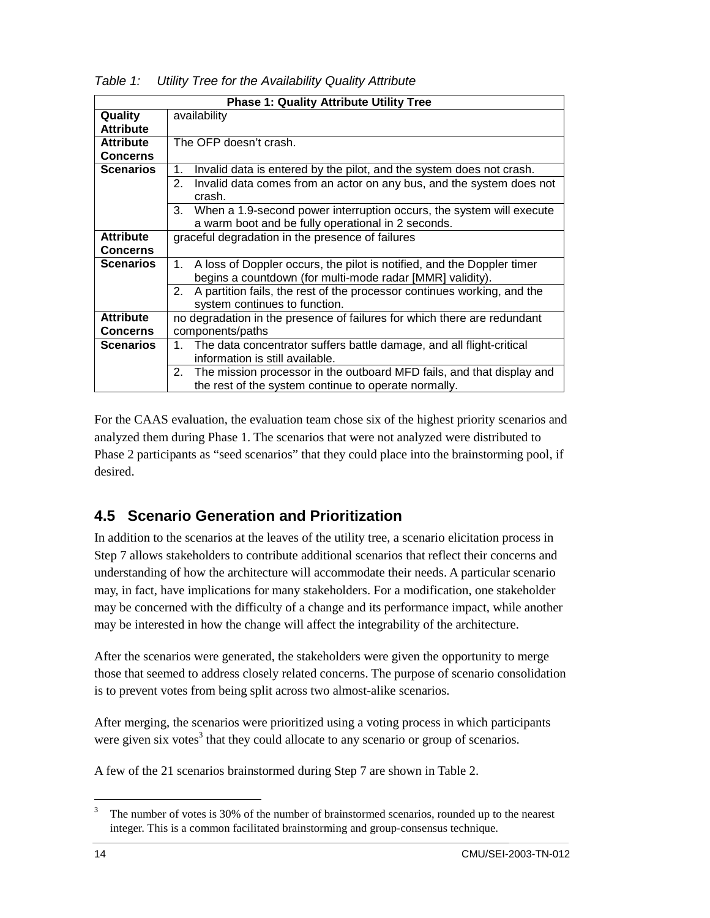*Table 1: Utility Tree for the Availability Quality Attribute*

| Phase 1: Quality Attribute Utility Tree | |
|---|---|
| **Quality Attribute** | availability |
| **Attribute Concerns** | The OFP doesn't crash. |
| **Scenarios** | 1. Invalid data is entered by the pilot, and the system does not crash. |
| | 2. Invalid data comes from an actor on any bus, and the system does not crash. |
| | 3. When a 1.9-second power interruption occurs, the system will execute a warm boot and be fully operational in 2 seconds. |
| **Attribute Concerns** | graceful degradation in the presence of failures |
| **Scenarios** | 1. A loss of Doppler occurs, the pilot is notified, and the Doppler timer begins a countdown (for multi-mode radar [MMR] validity). |
| | 2. A partition fails, the rest of the processor continues working, and the system continues to function. |
| **Attribute Concerns** | no degradation in the presence of failures for which there are redundant components/paths |
| **Scenarios** | 1. The data concentrator suffers battle damage, and all flight-critical information is still available. |
| | 2. The mission processor in the outboard MFD fails, and that display and the rest of the system continue to operate normally. |

For the CAAS evaluation, the evaluation team chose six of the highest priority scenarios and analyzed them during Phase 1. The scenarios that were not analyzed were distributed to Phase 2 participants as "seed scenarios" that they could place into the brainstorming pool, if desired.

## 4.5 Scenario Generation and Prioritization

In addition to the scenarios at the leaves of the utility tree, a scenario elicitation process in Step 7 allows stakeholders to contribute additional scenarios that reflect their concerns and understanding of how the architecture will accommodate their needs. A particular scenario may, in fact, have implications for many stakeholders. For a modification, one stakeholder may be concerned with the difficulty of a change and its performance impact, while another may be interested in how the change will affect the integrability of the architecture.

After the scenarios were generated, the stakeholders were given the opportunity to merge those that seemed to address closely related concerns. The purpose of scenario consolidation is to prevent votes from being split across two almost-alike scenarios.

After merging, the scenarios were prioritized using a voting process in which participants were given six votes[3] that they could allocate to any scenario or group of scenarios.

A few of the 21 scenarios brainstormed during Step 7 are shown in Table 2.

[3] The number of votes is 30% of the number of brainstormed scenarios, rounded up to the nearest integer. This is a common facilitated brainstorming and group-consensus technique.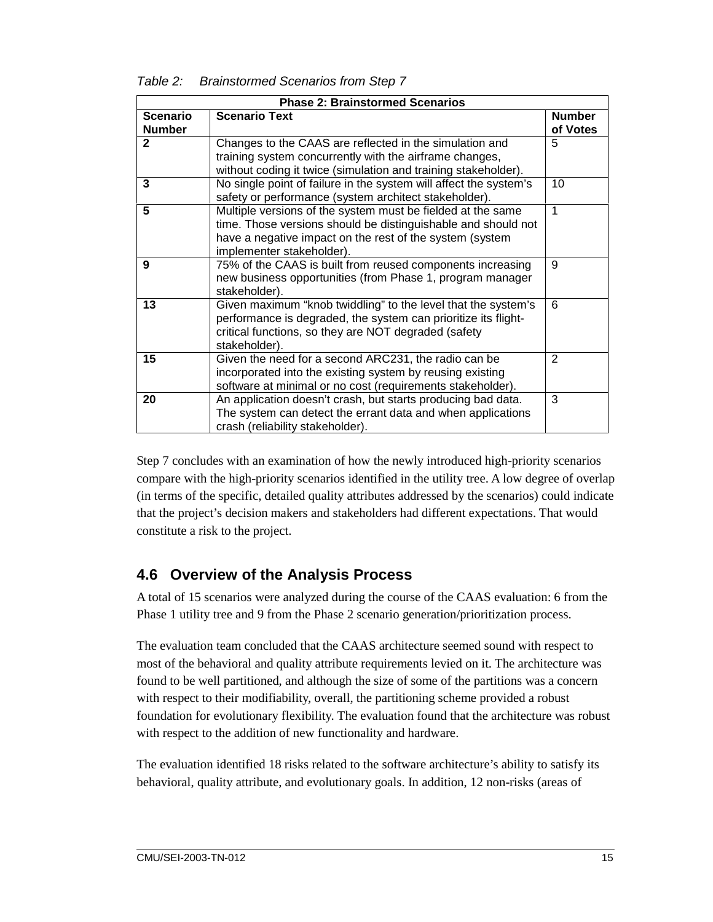*Table 2: Brainstormed Scenarios from Step 7*

| Phase 2: Brainstormed Scenarios | | |
|---|---|---|
| **Scenario Number** | **Scenario Text** | **Number of Votes** |
| **2** | Changes to the CAAS are reflected in the simulation and training system concurrently with the airframe changes, without coding it twice (simulation and training stakeholder). | 5 |
| **3** | No single point of failure in the system will affect the system's safety or performance (system architect stakeholder). | 10 |
| **5** | Multiple versions of the system must be fielded at the same time. Those versions should be distinguishable and should not have a negative impact on the rest of the system (system implementer stakeholder). | 1 |
| **9** | 75% of the CAAS is built from reused components increasing new business opportunities (from Phase 1, program manager stakeholder). | 9 |
| **13** | Given maximum "knob twiddling" to the level that the system's performance is degraded, the system can prioritize its flight-critical functions, so they are NOT degraded (safety stakeholder). | 6 |
| **15** | Given the need for a second ARC231, the radio can be incorporated into the existing system by reusing existing software at minimal or no cost (requirements stakeholder). | 2 |
| **20** | An application doesn't crash, but starts producing bad data. The system can detect the errant data and when applications crash (reliability stakeholder). | 3 |

Step 7 concludes with an examination of how the newly introduced high-priority scenarios compare with the high-priority scenarios identified in the utility tree. A low degree of overlap (in terms of the specific, detailed quality attributes addressed by the scenarios) could indicate that the project's decision makers and stakeholders had different expectations. That would constitute a risk to the project.

## 4.6 Overview of the Analysis Process

A total of 15 scenarios were analyzed during the course of the CAAS evaluation: 6 from the Phase 1 utility tree and 9 from the Phase 2 scenario generation/prioritization process.

The evaluation team concluded that the CAAS architecture seemed sound with respect to most of the behavioral and quality attribute requirements levied on it. The architecture was found to be well partitioned, and although the size of some of the partitions was a concern with respect to their modifiability, overall, the partitioning scheme provided a robust foundation for evolutionary flexibility. The evaluation found that the architecture was robust with respect to the addition of new functionality and hardware.

The evaluation identified 18 risks related to the software architecture's ability to satisfy its behavioral, quality attribute, and evolutionary goals. In addition, 12 non-risks (areas of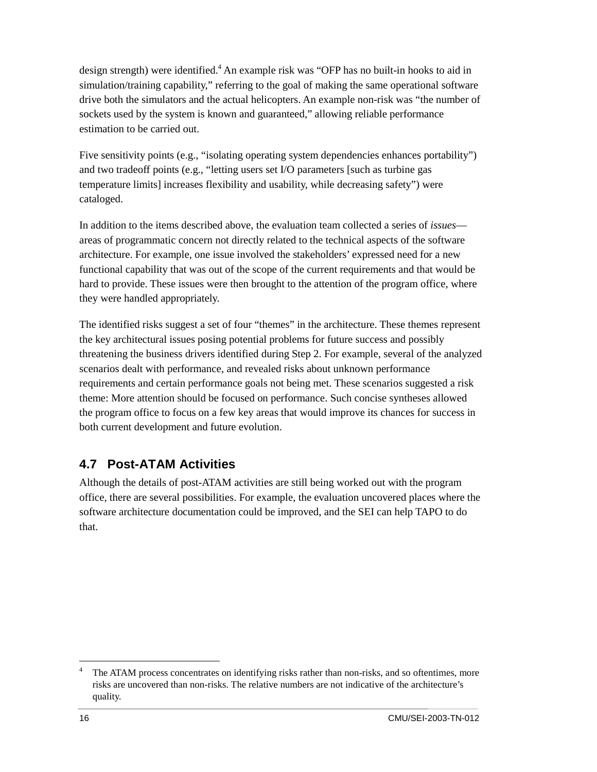design strength) were identified.[4] An example risk was "OFP has no built-in hooks to aid in simulation/training capability," referring to the goal of making the same operational software drive both the simulators and the actual helicopters. An example non-risk was "the number of sockets used by the system is known and guaranteed," allowing reliable performance estimation to be carried out.

Five sensitivity points (e.g., "isolating operating system dependencies enhances portability") and two tradeoff points (e.g., "letting users set I/O parameters [such as turbine gas temperature limits] increases flexibility and usability, while decreasing safety") were cataloged.

In addition to the items described above, the evaluation team collected a series of *issues*—areas of programmatic concern not directly related to the technical aspects of the software architecture. For example, one issue involved the stakeholders' expressed need for a new functional capability that was out of the scope of the current requirements and that would be hard to provide. These issues were then brought to the attention of the program office, where they were handled appropriately.

The identified risks suggest a set of four "themes" in the architecture. These themes represent the key architectural issues posing potential problems for future success and possibly threatening the business drivers identified during Step 2. For example, several of the analyzed scenarios dealt with performance, and revealed risks about unknown performance requirements and certain performance goals not being met. These scenarios suggested a risk theme: More attention should be focused on performance. Such concise syntheses allowed the program office to focus on a few key areas that would improve its chances for success in both current development and future evolution.

## 4.7 Post-ATAM Activities

Although the details of post-ATAM activities are still being worked out with the program office, there are several possibilities. For example, the evaluation uncovered places where the software architecture documentation could be improved, and the SEI can help TAPO to do that.

---

[4] The ATAM process concentrates on identifying risks rather than non-risks, and so oftentimes, more risks are uncovered than non-risks. The relative numbers are not indicative of the architecture's quality.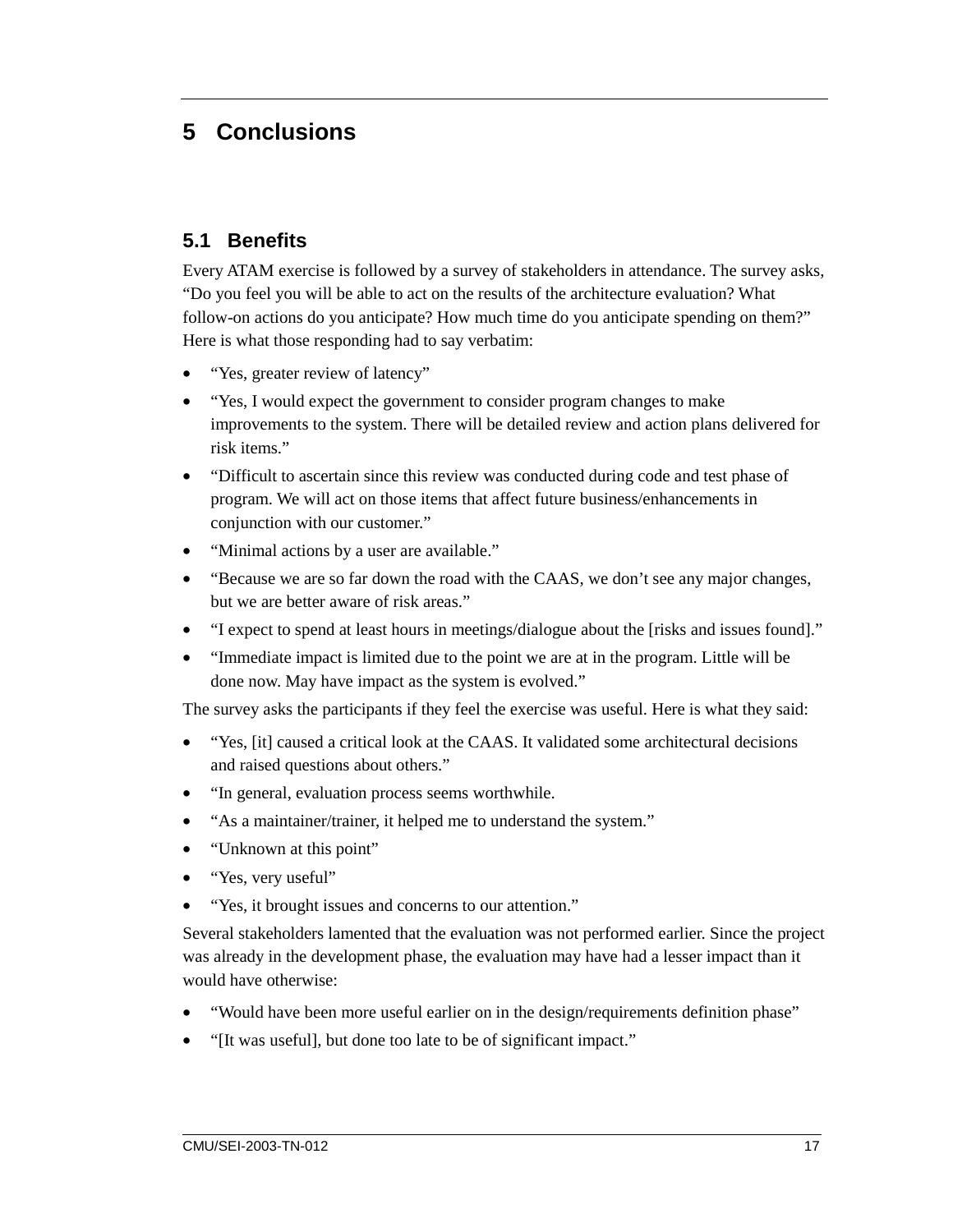# 5 Conclusions

## 5.1 Benefits

Every ATAM exercise is followed by a survey of stakeholders in attendance. The survey asks, "Do you feel you will be able to act on the results of the architecture evaluation? What follow-on actions do you anticipate? How much time do you anticipate spending on them?" Here is what those responding had to say verbatim:

- "Yes, greater review of latency"
- "Yes, I would expect the government to consider program changes to make improvements to the system. There will be detailed review and action plans delivered for risk items."
- "Difficult to ascertain since this review was conducted during code and test phase of program. We will act on those items that affect future business/enhancements in conjunction with our customer."
- "Minimal actions by a user are available."
- "Because we are so far down the road with the CAAS, we don't see any major changes, but we are better aware of risk areas."
- "I expect to spend at least hours in meetings/dialogue about the [risks and issues found]."
- "Immediate impact is limited due to the point we are at in the program. Little will be done now. May have impact as the system is evolved."

The survey asks the participants if they feel the exercise was useful. Here is what they said:

- "Yes, [it] caused a critical look at the CAAS. It validated some architectural decisions and raised questions about others."
- "In general, evaluation process seems worthwhile.
- "As a maintainer/trainer, it helped me to understand the system."
- "Unknown at this point"
- "Yes, very useful"
- "Yes, it brought issues and concerns to our attention."

Several stakeholders lamented that the evaluation was not performed earlier. Since the project was already in the development phase, the evaluation may have had a lesser impact than it would have otherwise:

- "Would have been more useful earlier on in the design/requirements definition phase"
- "[It was useful], but done too late to be of significant impact."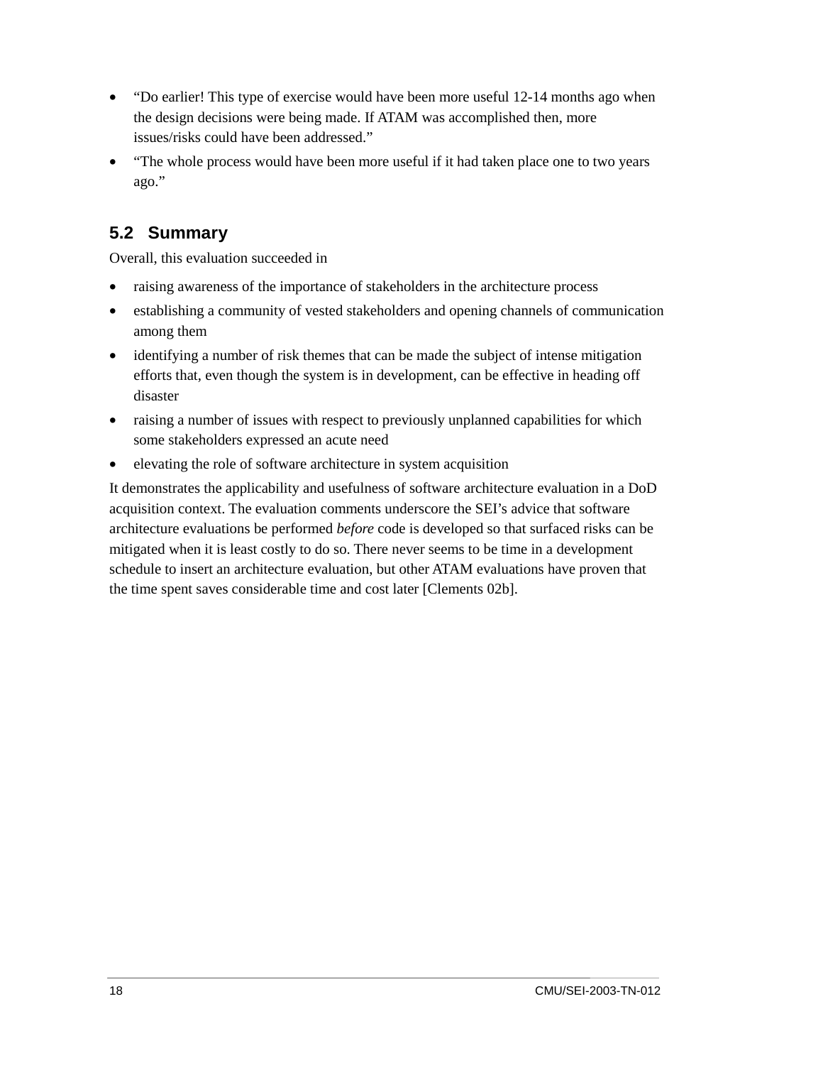- "Do earlier! This type of exercise would have been more useful 12-14 months ago when the design decisions were being made. If ATAM was accomplished then, more issues/risks could have been addressed."
- "The whole process would have been more useful if it had taken place one to two years ago."

## 5.2 Summary

Overall, this evaluation succeeded in

- raising awareness of the importance of stakeholders in the architecture process
- establishing a community of vested stakeholders and opening channels of communication among them
- identifying a number of risk themes that can be made the subject of intense mitigation efforts that, even though the system is in development, can be effective in heading off disaster
- raising a number of issues with respect to previously unplanned capabilities for which some stakeholders expressed an acute need
- elevating the role of software architecture in system acquisition

It demonstrates the applicability and usefulness of software architecture evaluation in a DoD acquisition context. The evaluation comments underscore the SEI's advice that software architecture evaluations be performed *before* code is developed so that surfaced risks can be mitigated when it is least costly to do so. There never seems to be time in a development schedule to insert an architecture evaluation, but other ATAM evaluations have proven that the time spent saves considerable time and cost later [Clements 02b].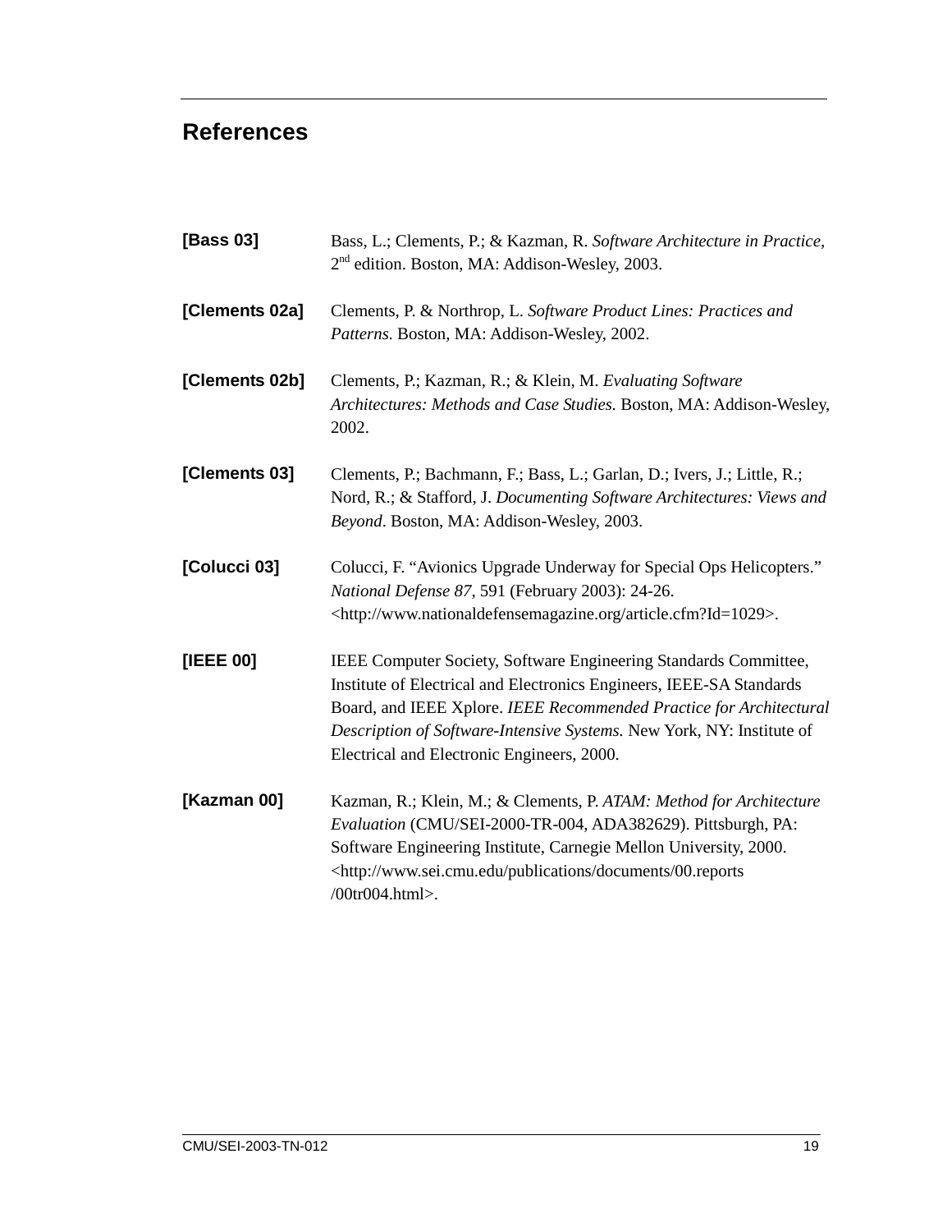# References

**[Bass 03]** Bass, L.; Clements, P.; & Kazman, R. *Software Architecture in Practice*, 2nd edition. Boston, MA: Addison-Wesley, 2003.

**[Clements 02a]** Clements, P. & Northrop, L. *Software Product Lines: Practices and Patterns.* Boston, MA: Addison-Wesley, 2002.

**[Clements 02b]** Clements, P.; Kazman, R.; & Klein, M. *Evaluating Software Architectures: Methods and Case Studies.* Boston, MA: Addison-Wesley, 2002.

**[Clements 03]** Clements, P.; Bachmann, F.; Bass, L.; Garlan, D.; Ivers, J.; Little, R.; Nord, R.; & Stafford, J. *Documenting Software Architectures: Views and Beyond*. Boston, MA: Addison-Wesley, 2003.

**[Colucci 03]** Colucci, F. "Avionics Upgrade Underway for Special Ops Helicopters." *National Defense 87*, 591 (February 2003): 24-26. <http://www.nationaldefensemagazine.org/article.cfm?Id=1029>.

**[IEEE 00]** IEEE Computer Society, Software Engineering Standards Committee, Institute of Electrical and Electronics Engineers, IEEE-SA Standards Board, and IEEE Xplore. *IEEE Recommended Practice for Architectural Description of Software-Intensive Systems.* New York, NY: Institute of Electrical and Electronic Engineers, 2000.

**[Kazman 00]** Kazman, R.; Klein, M.; & Clements, P. *ATAM: Method for Architecture Evaluation* (CMU/SEI-2000-TR-004, ADA382629). Pittsburgh, PA: Software Engineering Institute, Carnegie Mellon University, 2000. <http://www.sei.cmu.edu/publications/documents/00.reports/00tr004.html>.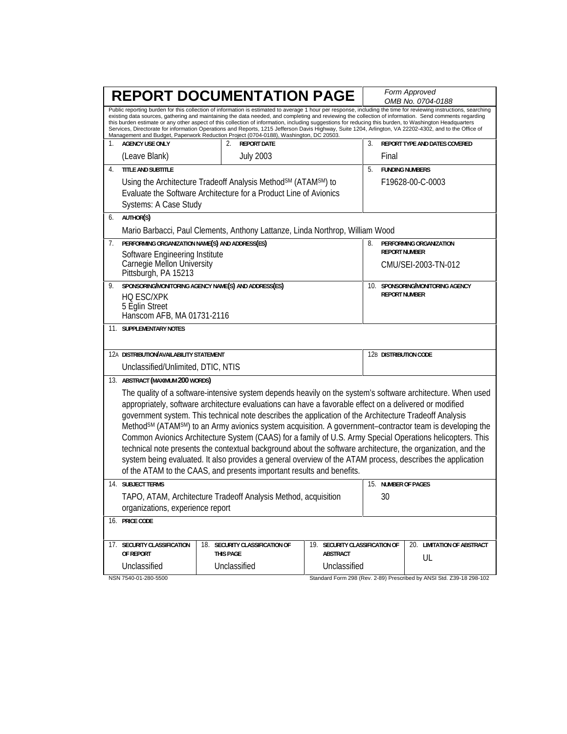# REPORT DOCUMENTATION PAGE

*Form Approved*
*OMB No. 0704-0188*

Public reporting burden for this collection of information is estimated to average 1 hour per response, including the time for reviewing instructions, searching existing data sources, gathering and maintaining the data needed, and completing and reviewing the collection of information. Send comments regarding this burden estimate or any other aspect of this collection of information, including suggestions for reducing this burden, to Washington Headquarters Services, Directorate for information Operations and Reports, 1215 Jefferson Davis Highway, Suite 1204, Arlington, VA 22202-4302, and to the Office of Management and Budget, Paperwork Reduction Project (0704-0188), Washington, DC 20503.

| | | |
|---|---|---|
| 1. **AGENCY USE ONLY**<br>(Leave Blank) | 2. **REPORT DATE**<br>July 2003 | 3. **REPORT TYPE AND DATES COVERED**<br>Final |
| 4. **TITLE AND SUBTITLE**<br>Using the Architecture Tradeoff Analysis Method[SM] (ATAM[SM]) to Evaluate the Software Architecture for a Product Line of Avionics Systems: A Case Study | | 5. **FUNDING NUMBERS**<br>F19628-00-C-0003 |
| 6. **AUTHOR(S)**<br>Mario Barbacci, Paul Clements, Anthony Lattanze, Linda Northrop, William Wood | | |
| 7. **PERFORMING ORGANIZATION NAME(S) AND ADDRESS(ES)**<br>Software Engineering Institute<br>Carnegie Mellon University<br>Pittsburgh, PA 15213 | | 8. **PERFORMING ORGANIZATION REPORT NUMBER**<br>CMU/SEI-2003-TN-012 |
| 9. **SPONSORING/MONITORING AGENCY NAME(S) AND ADDRESS(ES)**<br>HQ ESC/XPK<br>5 Eglin Street<br>Hanscom AFB, MA 01731-2116 | | 10. **SPONSORING/MONITORING AGENCY REPORT NUMBER** |
| 11. **SUPPLEMENTARY NOTES** | | |
| 12A **DISTRIBUTION/AVAILABILITY STATEMENT**<br>Unclassified/Unlimited, DTIC, NTIS | | 12B **DISTRIBUTION CODE** |

13. **ABSTRACT (MAXIMUM 200 WORDS)**

The quality of a software-intensive system depends heavily on the system's software architecture. When used appropriately, software architecture evaluations can have a favorable effect on a delivered or modified government system. This technical note describes the application of the Architecture Tradeoff Analysis Method[SM] (ATAM[SM]) to an Army avionics system acquisition. A government–contractor team is developing the Common Avionics Architecture System (CAAS) for a family of U.S. Army Special Operations helicopters. This technical note presents the contextual background about the software architecture, the organization, and the system being evaluated. It also provides a general overview of the ATAM process, describes the application of the ATAM to the CAAS, and presents important results and benefits.

| | |
|---|---|
| 14. **SUBJECT TERMS**<br>TAPO, ATAM, Architecture Tradeoff Analysis Method, acquisition organizations, experience report | 15. **NUMBER OF PAGES**<br>30 |
| 16. **PRICE CODE** | |

| | | | |
|---|---|---|---|
| 17. **SECURITY CLASSIFICATION OF REPORT**<br>Unclassified | 18. **SECURITY CLASSIFICATION OF THIS PAGE**<br>Unclassified | 19. **SECURITY CLASSIFICATION OF ABSTRACT**<br>Unclassified | 20. **LIMITATION OF ABSTRACT**<br>UL |

NSN 7540-01-280-5500 Standard Form 298 (Rev. 2-89) Prescribed by ANSI Std. Z39-18 298-102